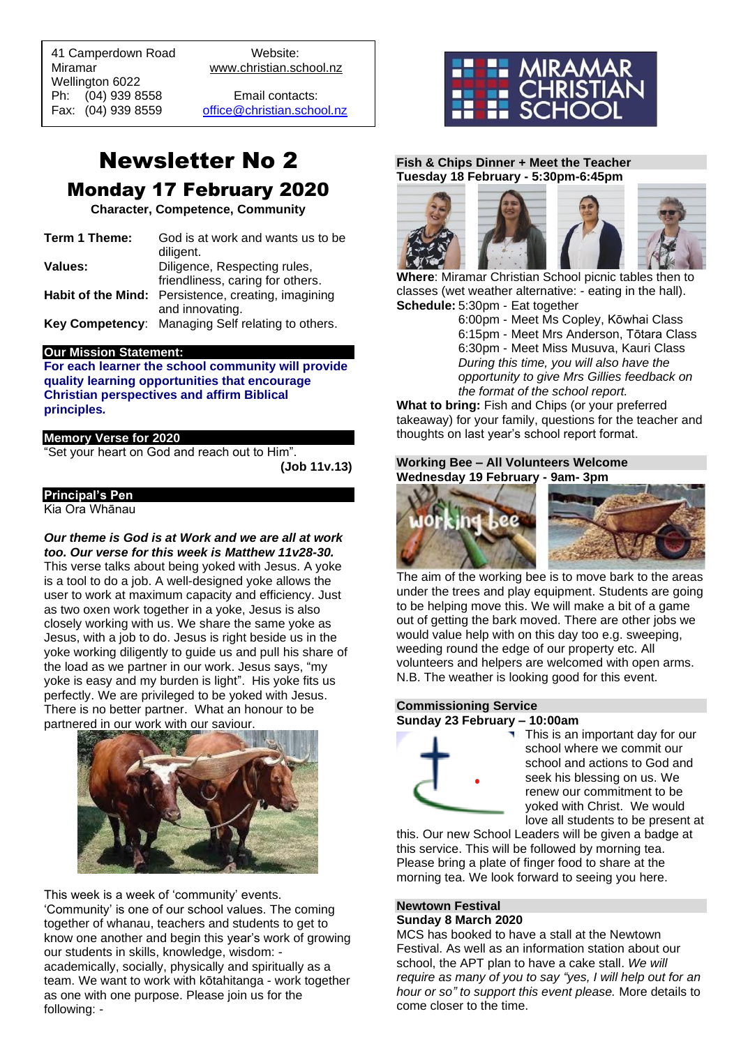41 Camperdown Road
Miramar
Wellington 6022
Ph: (04) 939 8558
Fax: (04) 939 8559

Website:
www.christian.school.nz

Email contacts:
office@christian.school.nz

MIRAMAR CHRISTIAN SCHOOL

# Newsletter No 2

## Monday 17 February 2020

**Character, Competence, Community**

| | |
|---|---|
| **Term 1 Theme:** | God is at work and wants us to be diligent. |
| **Values:** | Diligence, Respecting rules, friendliness, caring for others. |
| **Habit of the Mind:** | Persistence, creating, imagining and innovating. |
| **Key Competency**: | Managing Self relating to others. |

### Our Mission Statement:

**For each learner the school community will provide quality learning opportunities that encourage Christian perspectives and affirm Biblical principles.**

### Memory Verse for 2020

"Set your heart on God and reach out to Him".
**(Job 11v.13)**

### Principal's Pen

Kia Ora Whānau

***Our theme is God is at Work and we are all at work too. Our verse for this week is Matthew 11v28-30.***
This verse talks about being yoked with Jesus. A yoke is a tool to do a job. A well-designed yoke allows the user to work at maximum capacity and efficiency. Just as two oxen work together in a yoke, Jesus is also closely working with us. We share the same yoke as Jesus, with a job to do. Jesus is right beside us in the yoke working diligently to guide us and pull his share of the load as we partner in our work. Jesus says, "my yoke is easy and my burden is light". His yoke fits us perfectly. We are privileged to be yoked with Jesus. There is no better partner. What an honour to be partnered in our work with our saviour.

This week is a week of 'community' events. 'Community' is one of our school values. The coming together of whanau, teachers and students to get to know one another and begin this year's work of growing our students in skills, knowledge, wisdom: - academically, socially, physically and spiritually as a team. We want to work with kōtahitanga - work together as one with one purpose. Please join us for the following: -

### Fish & Chips Dinner + Meet the Teacher
**Tuesday 18 February - 5:30pm-6:45pm**

**Where**: Miramar Christian School picnic tables then to classes (wet weather alternative: - eating in the hall).
**Schedule:** 5:30pm - Eat together
6:00pm - Meet Ms Copley, Kōwhai Class
6:15pm - Meet Mrs Anderson, Tōtara Class
6:30pm - Meet Miss Musuva, Kauri Class
*During this time, you will also have the opportunity to give Mrs Gillies feedback on the format of the school report.*
**What to bring:** Fish and Chips (or your preferred takeaway) for your family, questions for the teacher and thoughts on last year's school report format.

### Working Bee – All Volunteers Welcome
**Wednesday 19 February - 9am- 3pm**

The aim of the working bee is to move bark to the areas under the trees and play equipment. Students are going to be helping move this. We will make a bit of a game out of getting the bark moved. There are other jobs we would value help with on this day too e.g. sweeping, weeding round the edge of our property etc. All volunteers and helpers are welcomed with open arms. N.B. The weather is looking good for this event.

### Commissioning Service
**Sunday 23 February – 10:00am**

This is an important day for our school where we commit our school and actions to God and seek his blessing on us. We renew our commitment to be yoked with Christ. We would love all students to be present at this. Our new School Leaders will be given a badge at this service. This will be followed by morning tea. Please bring a plate of finger food to share at the morning tea. We look forward to seeing you here.

### Newtown Festival
**Sunday 8 March 2020**

MCS has booked to have a stall at the Newtown Festival. As well as an information station about our school, the APT plan to have a cake stall. *We will require as many of you to say "yes, I will help out for an hour or so" to support this event please.* More details to come closer to the time.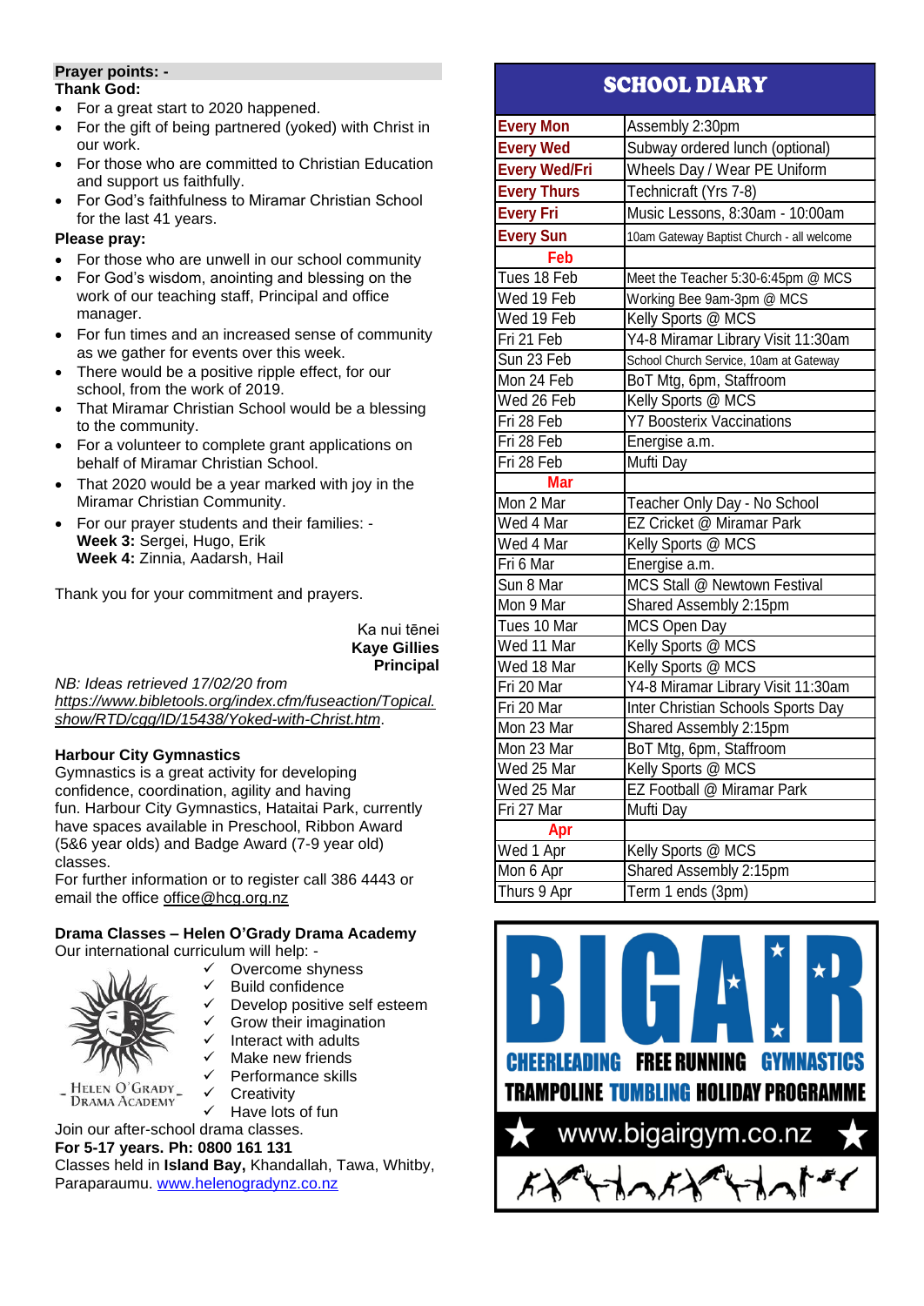**Prayer points: -**

**Thank God:**

- For a great start to 2020 happened.
- For the gift of being partnered (yoked) with Christ in our work.
- For those who are committed to Christian Education and support us faithfully.
- For God's faithfulness to Miramar Christian School for the last 41 years.

**Please pray:**

- For those who are unwell in our school community
- For God's wisdom, anointing and blessing on the work of our teaching staff, Principal and office manager.
- For fun times and an increased sense of community as we gather for events over this week.
- There would be a positive ripple effect, for our school, from the work of 2019.
- That Miramar Christian School would be a blessing to the community.
- For a volunteer to complete grant applications on behalf of Miramar Christian School.
- That 2020 would be a year marked with joy in the Miramar Christian Community.
- For our prayer students and their families: -
  **Week 3:** Sergei, Hugo, Erik
  **Week 4:** Zinnia, Aadarsh, Hail

Thank you for your commitment and prayers.

Ka nui tēnei
**Kaye Gillies**
**Principal**

*NB: Ideas retrieved 17/02/20 from https://www.bibletools.org/index.cfm/fuseaction/Topical.show/RTD/cgg/ID/15438/Yoked-with-Christ.htm.*

**Harbour City Gymnastics**

Gymnastics is a great activity for developing confidence, coordination, agility and having fun. Harbour City Gymnastics, Hataitai Park, currently have spaces available in Preschool, Ribbon Award (5&6 year olds) and Badge Award (7-9 year old) classes.
For further information or to register call 386 4443 or email the office office@hcg.org.nz

**Drama Classes – Helen O'Grady Drama Academy**

Our international curriculum will help: -

- ✓ Overcome shyness
- ✓ Build confidence
- ✓ Develop positive self esteem
- ✓ Grow their imagination
- ✓ Interact with adults
- ✓ Make new friends
- ✓ Performance skills
- ✓ Creativity
- ✓ Have lots of fun

Helen O'Grady Drama Academy

Join our after-school drama classes.
**For 5-17 years. Ph: 0800 161 131**
Classes held in **Island Bay,** Khandallah, Tawa, Whitby, Paraparaumu. www.helenogradynz.co.nz

## SCHOOL DIARY

| | |
|---|---|
| **Every Mon** | Assembly 2:30pm |
| **Every Wed** | Subway ordered lunch (optional) |
| **Every Wed/Fri** | Wheels Day / Wear PE Uniform |
| **Every Thurs** | Technicraft (Yrs 7-8) |
| **Every Fri** | Music Lessons, 8:30am - 10:00am |
| **Every Sun** | 10am Gateway Baptist Church - all welcome |
| **Feb** | |
| Tues 18 Feb | Meet the Teacher 5:30-6:45pm @ MCS |
| Wed 19 Feb | Working Bee 9am-3pm @ MCS |
| Wed 19 Feb | Kelly Sports @ MCS |
| Fri 21 Feb | Y4-8 Miramar Library Visit 11:30am |
| Sun 23 Feb | School Church Service, 10am at Gateway |
| Mon 24 Feb | BoT Mtg, 6pm, Staffroom |
| Wed 26 Feb | Kelly Sports @ MCS |
| Fri 28 Feb | Y7 Boosterix Vaccinations |
| Fri 28 Feb | Energise a.m. |
| Fri 28 Feb | Mufti Day |
| **Mar** | |
| Mon 2 Mar | Teacher Only Day - No School |
| Wed 4 Mar | EZ Cricket @ Miramar Park |
| Wed 4 Mar | Kelly Sports @ MCS |
| Fri 6 Mar | Energise a.m. |
| Sun 8 Mar | MCS Stall @ Newtown Festival |
| Mon 9 Mar | Shared Assembly 2:15pm |
| Tues 10 Mar | MCS Open Day |
| Wed 11 Mar | Kelly Sports @ MCS |
| Wed 18 Mar | Kelly Sports @ MCS |
| Fri 20 Mar | Y4-8 Miramar Library Visit 11:30am |
| Fri 20 Mar | Inter Christian Schools Sports Day |
| Mon 23 Mar | Shared Assembly 2:15pm |
| Mon 23 Mar | BoT Mtg, 6pm, Staffroom |
| Wed 25 Mar | Kelly Sports @ MCS |
| Wed 25 Mar | EZ Football @ Miramar Park |
| Fri 27 Mar | Mufti Day |
| **Apr** | |
| Wed 1 Apr | Kelly Sports @ MCS |
| Mon 6 Apr | Shared Assembly 2:15pm |
| Thurs 9 Apr | Term 1 ends (3pm) |

BIG AIR

CHEERLEADING FREE RUNNING GYMNASTICS
TRAMPOLINE TUMBLING HOLIDAY PROGRAMME

www.bigairgym.co.nz